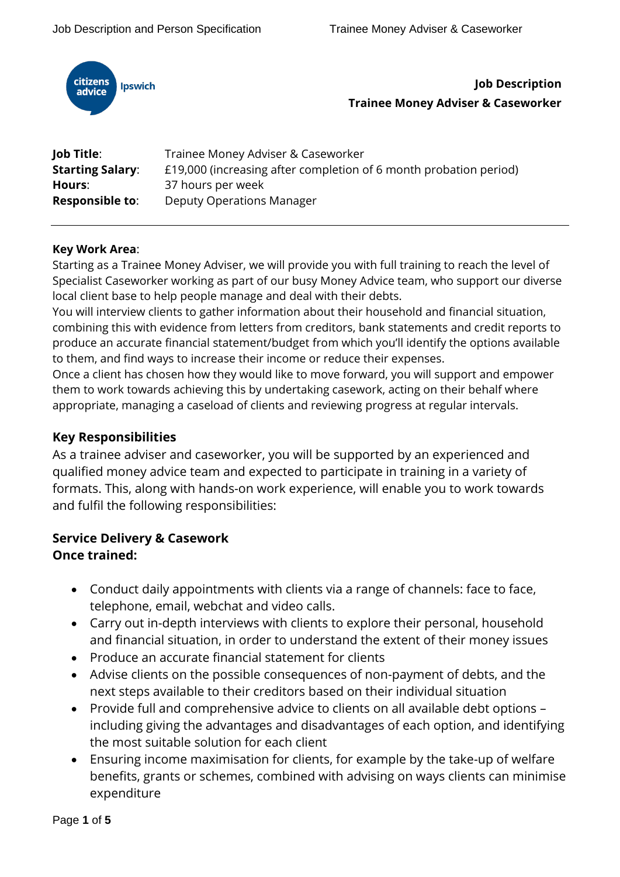citizens advice Ipswich

# Job Description
## Trainee Money Adviser & Caseworker

**Job Title**: Trainee Money Adviser & Caseworker
**Starting Salary**: £19,000 (increasing after completion of 6 month probation period)
**Hours**: 37 hours per week
**Responsible to**: Deputy Operations Manager

---

**Key Work Area**:
Starting as a Trainee Money Adviser, we will provide you with full training to reach the level of Specialist Caseworker working as part of our busy Money Advice team, who support our diverse local client base to help people manage and deal with their debts.
You will interview clients to gather information about their household and financial situation, combining this with evidence from letters from creditors, bank statements and credit reports to produce an accurate financial statement/budget from which you'll identify the options available to them, and find ways to increase their income or reduce their expenses.
Once a client has chosen how they would like to move forward, you will support and empower them to work towards achieving this by undertaking casework, acting on their behalf where appropriate, managing a caseload of clients and reviewing progress at regular intervals.

## Key Responsibilities

As a trainee adviser and caseworker, you will be supported by an experienced and qualified money advice team and expected to participate in training in a variety of formats. This, along with hands-on work experience, will enable you to work towards and fulfil the following responsibilities:

### Service Delivery & Casework
**Once trained:**

- Conduct daily appointments with clients via a range of channels: face to face, telephone, email, webchat and video calls.
- Carry out in-depth interviews with clients to explore their personal, household and financial situation, in order to understand the extent of their money issues
- Produce an accurate financial statement for clients
- Advise clients on the possible consequences of non-payment of debts, and the next steps available to their creditors based on their individual situation
- Provide full and comprehensive advice to clients on all available debt options – including giving the advantages and disadvantages of each option, and identifying the most suitable solution for each client
- Ensuring income maximisation for clients, for example by the take-up of welfare benefits, grants or schemes, combined with advising on ways clients can minimise expenditure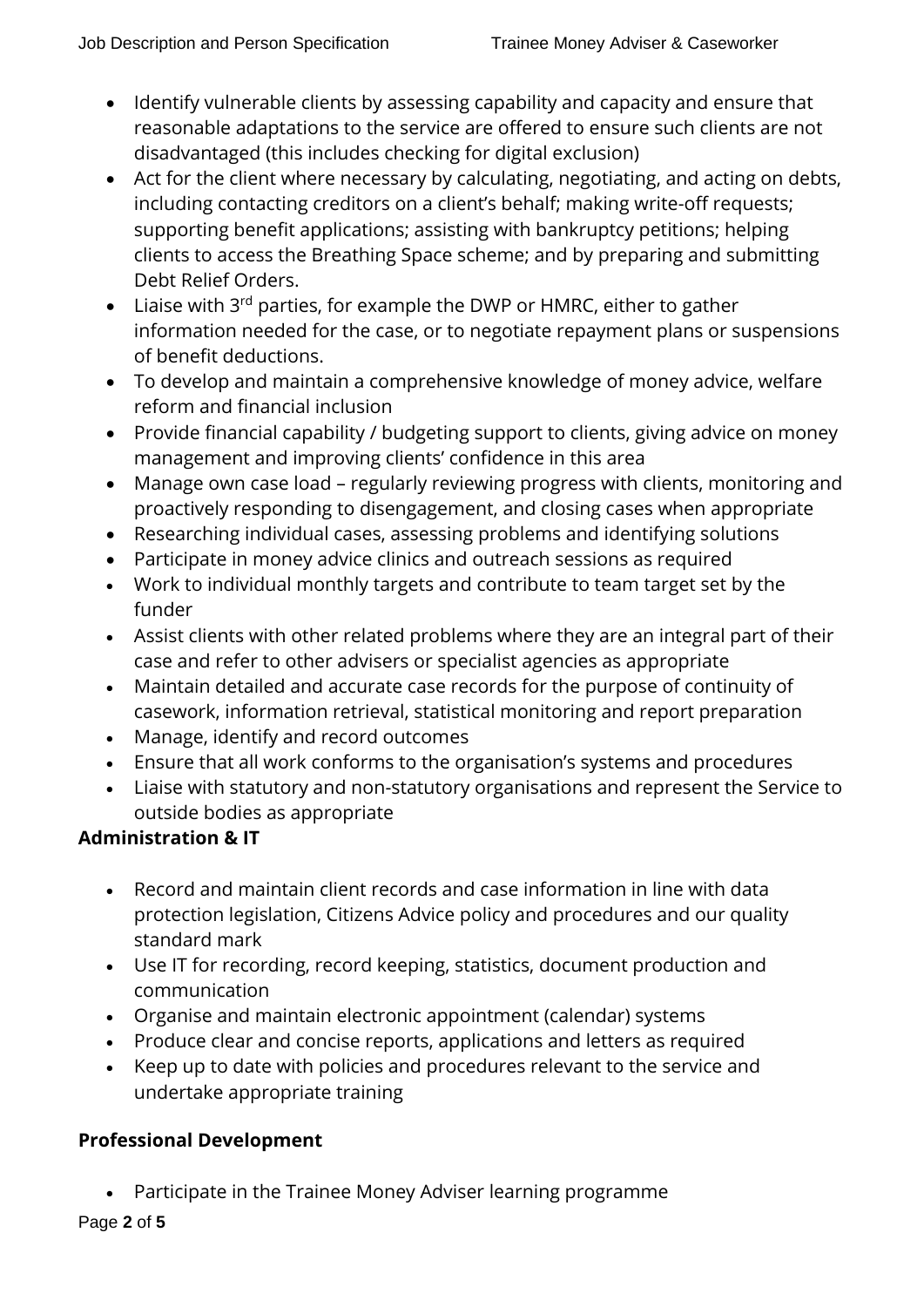- Identify vulnerable clients by assessing capability and capacity and ensure that reasonable adaptations to the service are offered to ensure such clients are not disadvantaged (this includes checking for digital exclusion)
- Act for the client where necessary by calculating, negotiating, and acting on debts, including contacting creditors on a client's behalf; making write-off requests; supporting benefit applications; assisting with bankruptcy petitions; helping clients to access the Breathing Space scheme; and by preparing and submitting Debt Relief Orders.
- Liaise with 3rd parties, for example the DWP or HMRC, either to gather information needed for the case, or to negotiate repayment plans or suspensions of benefit deductions.
- To develop and maintain a comprehensive knowledge of money advice, welfare reform and financial inclusion
- Provide financial capability / budgeting support to clients, giving advice on money management and improving clients' confidence in this area
- Manage own case load – regularly reviewing progress with clients, monitoring and proactively responding to disengagement, and closing cases when appropriate
- Researching individual cases, assessing problems and identifying solutions
- Participate in money advice clinics and outreach sessions as required
- Work to individual monthly targets and contribute to team target set by the funder
- Assist clients with other related problems where they are an integral part of their case and refer to other advisers or specialist agencies as appropriate
- Maintain detailed and accurate case records for the purpose of continuity of casework, information retrieval, statistical monitoring and report preparation
- Manage, identify and record outcomes
- Ensure that all work conforms to the organisation's systems and procedures
- Liaise with statutory and non-statutory organisations and represent the Service to outside bodies as appropriate

**Administration & IT**

- Record and maintain client records and case information in line with data protection legislation, Citizens Advice policy and procedures and our quality standard mark
- Use IT for recording, record keeping, statistics, document production and communication
- Organise and maintain electronic appointment (calendar) systems
- Produce clear and concise reports, applications and letters as required
- Keep up to date with policies and procedures relevant to the service and undertake appropriate training

**Professional Development**

- Participate in the Trainee Money Adviser learning programme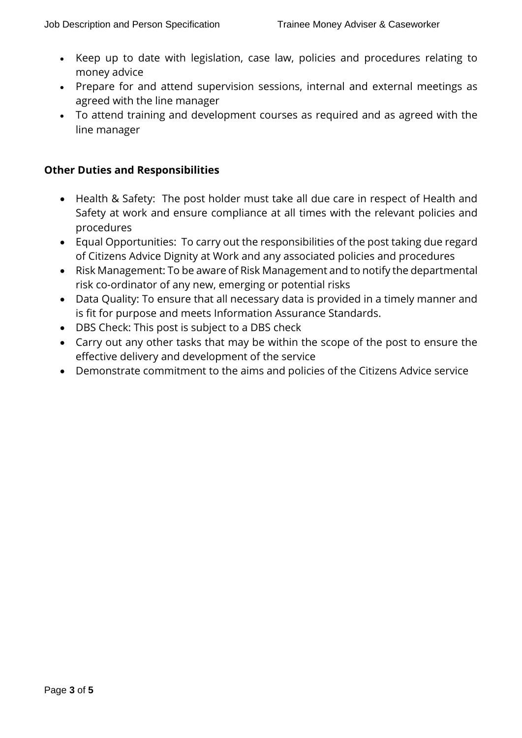- Keep up to date with legislation, case law, policies and procedures relating to money advice
- Prepare for and attend supervision sessions, internal and external meetings as agreed with the line manager
- To attend training and development courses as required and as agreed with the line manager

**Other Duties and Responsibilities**

- Health & Safety: The post holder must take all due care in respect of Health and Safety at work and ensure compliance at all times with the relevant policies and procedures
- Equal Opportunities: To carry out the responsibilities of the post taking due regard of Citizens Advice Dignity at Work and any associated policies and procedures
- Risk Management: To be aware of Risk Management and to notify the departmental risk co-ordinator of any new, emerging or potential risks
- Data Quality: To ensure that all necessary data is provided in a timely manner and is fit for purpose and meets Information Assurance Standards.
- DBS Check: This post is subject to a DBS check
- Carry out any other tasks that may be within the scope of the post to ensure the effective delivery and development of the service
- Demonstrate commitment to the aims and policies of the Citizens Advice service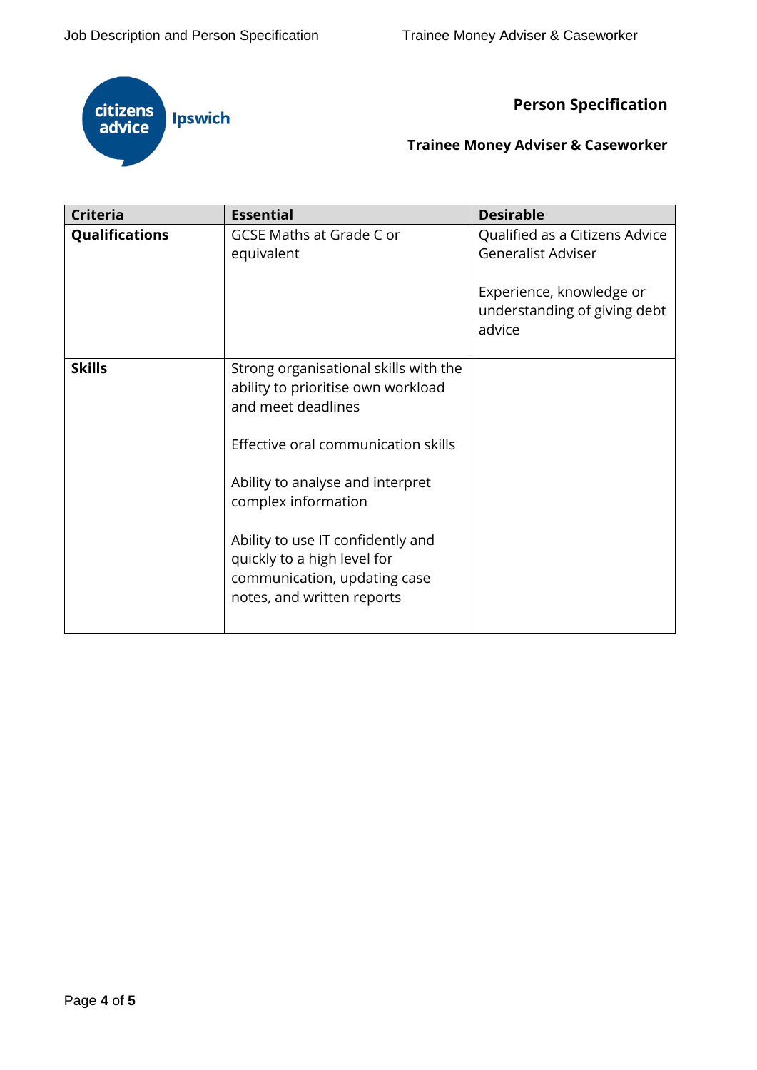citizens advice Ipswich

## Person Specification

### Trainee Money Adviser & Caseworker

| Criteria | Essential | Desirable |
| --- | --- | --- |
| **Qualifications** | GCSE Maths at Grade C or equivalent | Qualified as a Citizens Advice Generalist Adviser<br><br>Experience, knowledge or understanding of giving debt advice |
| **Skills** | Strong organisational skills with the ability to prioritise own workload and meet deadlines<br><br>Effective oral communication skills<br><br>Ability to analyse and interpret complex information<br><br>Ability to use IT confidently and quickly to a high level for communication, updating case notes, and written reports | |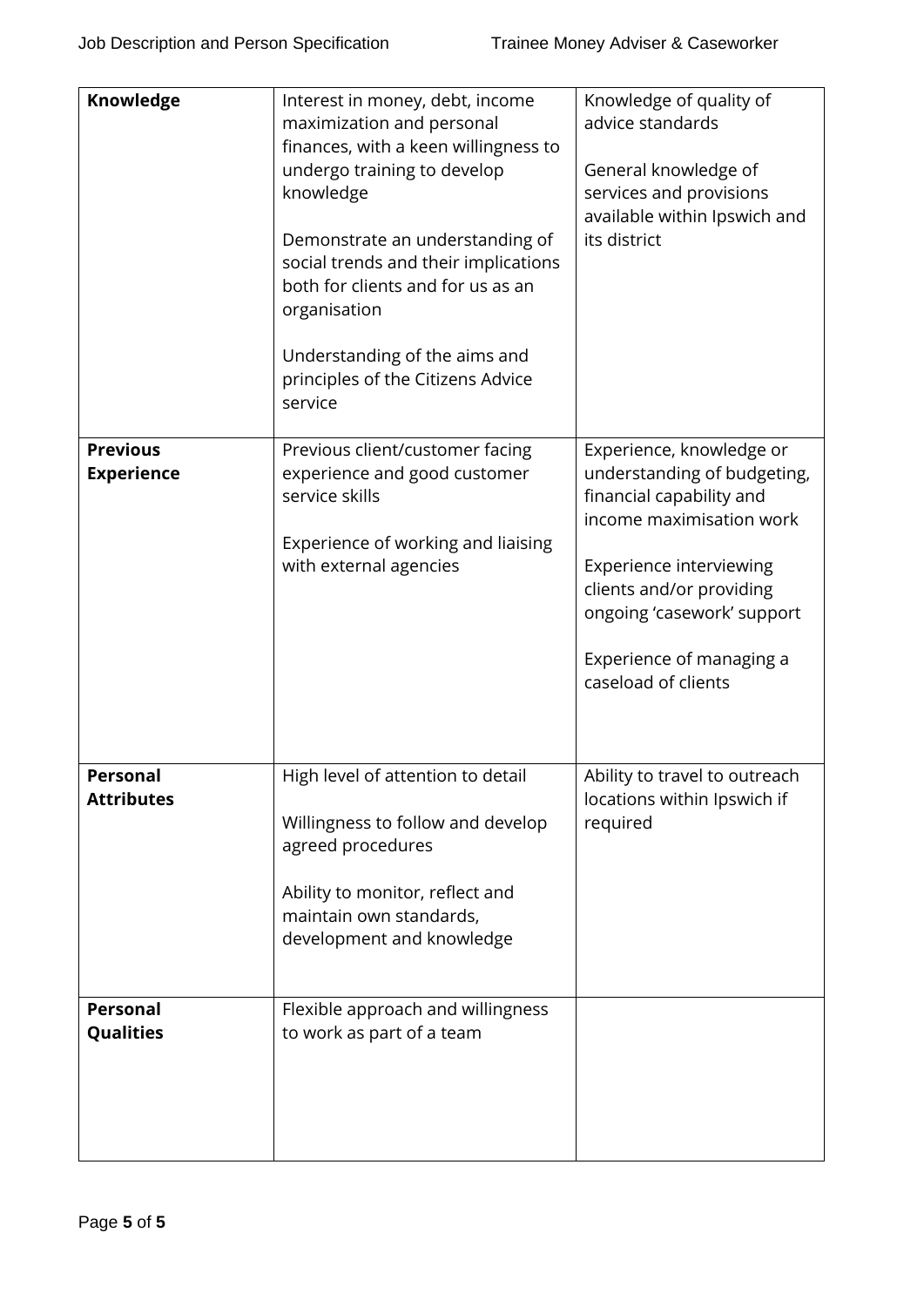| | | |
|---|---|---|
| **Knowledge** | Interest in money, debt, income maximization and personal finances, with a keen willingness to undergo training to develop knowledge<br><br>Demonstrate an understanding of social trends and their implications both for clients and for us as an organisation<br><br>Understanding of the aims and principles of the Citizens Advice service | Knowledge of quality of advice standards<br><br>General knowledge of services and provisions available within Ipswich and its district |
| **Previous Experience** | Previous client/customer facing experience and good customer service skills<br><br>Experience of working and liaising with external agencies | Experience, knowledge or understanding of budgeting, financial capability and income maximisation work<br><br>Experience interviewing clients and/or providing ongoing 'casework' support<br><br>Experience of managing a caseload of clients |
| **Personal Attributes** | High level of attention to detail<br><br>Willingness to follow and develop agreed procedures<br><br>Ability to monitor, reflect and maintain own standards, development and knowledge | Ability to travel to outreach locations within Ipswich if required |
| **Personal Qualities** | Flexible approach and willingness to work as part of a team | |